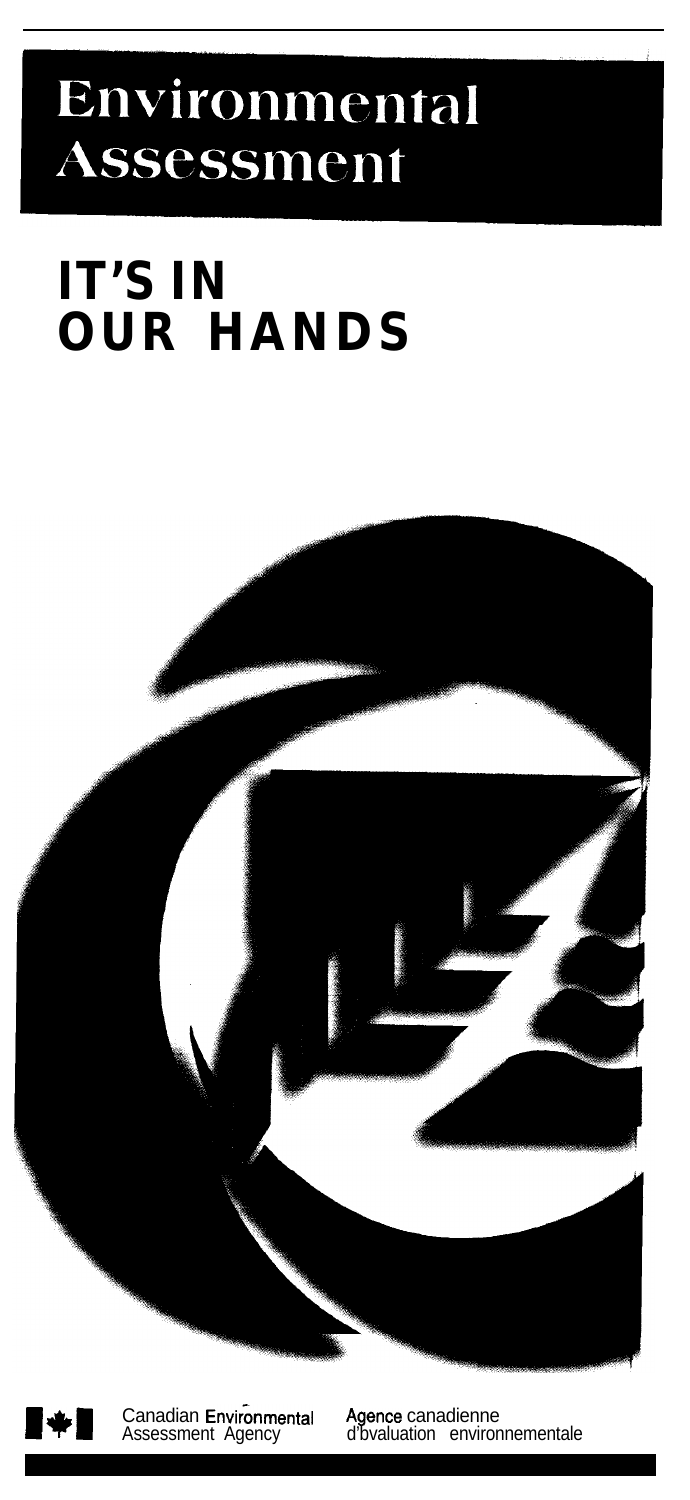# Environmental Assessment

## IT'S IN OUR HANDS

Canadian Environmental Assessment Agency

Agence canadienne d'bvaluation environnementale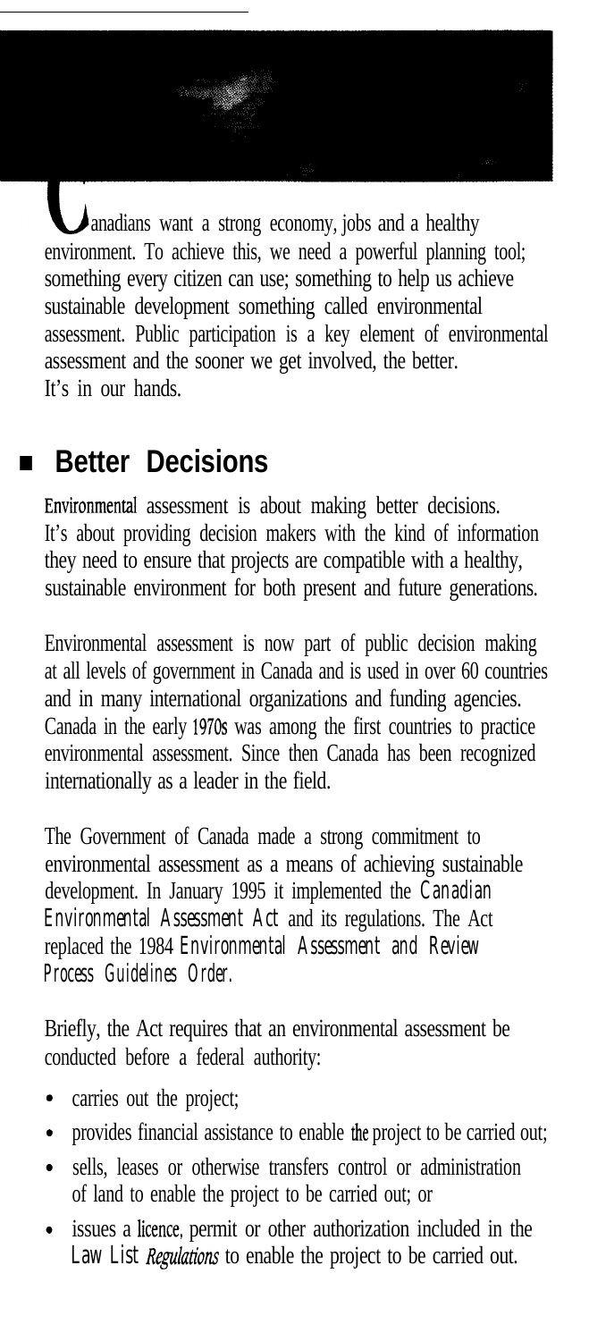Canadians want a strong economy, jobs and a healthy environment. To achieve this, we need a powerful planning tool; something every citizen can use; something to help us achieve sustainable development something called environmental assessment. Public participation is a key element of environmental assessment and the sooner we get involved, the better. It's in our hands.

## Better Decisions

Environmental assessment is about making better decisions. It's about providing decision makers with the kind of information they need to ensure that projects are compatible with a healthy, sustainable environment for both present and future generations.

Environmental assessment is now part of public decision making at all levels of government in Canada and is used in over 60 countries and in many international organizations and funding agencies. Canada in the early 1970s was among the first countries to practice environmental assessment. Since then Canada has been recognized internationally as a leader in the field.

The Government of Canada made a strong commitment to environmental assessment as a means of achieving sustainable development. In January 1995 it implemented the *Canadian Environmental Assessment Act* and its regulations. The Act replaced the 1984 *Environmental Assessment and Review Process Guidelines Order.*

Briefly, the Act requires that an environmental assessment be conducted before a federal authority:

- carries out the project;
- provides financial assistance to enable the project to be carried out;
- sells, leases or otherwise transfers control or administration of land to enable the project to be carried out; or
- issues a licence, permit or other authorization included in the *Law List Regulations* to enable the project to be carried out.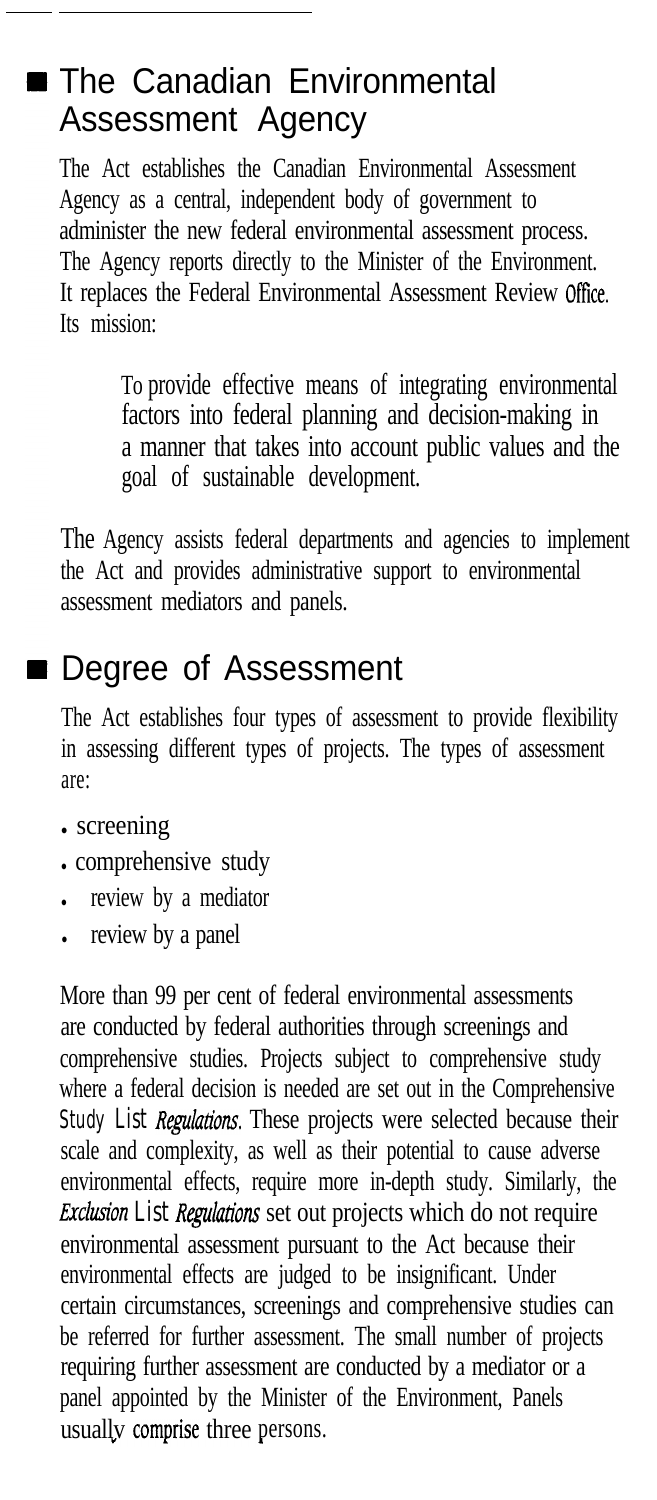## The Canadian Environmental Assessment Agency

The Act establishes the Canadian Environmental Assessment Agency as a central, independent body of government to administer the new federal environmental assessment process. The Agency reports directly to the Minister of the Environment. It replaces the Federal Environmental Assessment Review Office. Its mission:

> To provide effective means of integrating environmental factors into federal planning and decision-making in a manner that takes into account public values and the goal of sustainable development.

The Agency assists federal departments and agencies to implement the Act and provides administrative support to environmental assessment mediators and panels.

## Degree of Assessment

The Act establishes four types of assessment to provide flexibility in assessing different types of projects. The types of assessment are:

- screening
- comprehensive study
- review by a mediator
- review by a panel

More than 99 per cent of federal environmental assessments are conducted by federal authorities through screenings and comprehensive studies. Projects subject to comprehensive study where a federal decision is needed are set out in the Comprehensive Study List *Regulations*. These projects were selected because their scale and complexity, as well as their potential to cause adverse environmental effects, require more in-depth study. Similarly, the *Exclusion* List *Regulations* set out projects which do not require environmental assessment pursuant to the Act because their environmental effects are judged to be insignificant. Under certain circumstances, screenings and comprehensive studies can be referred for further assessment. The small number of projects requiring further assessment are conducted by a mediator or a panel appointed by the Minister of the Environment, Panels usually comprise three persons.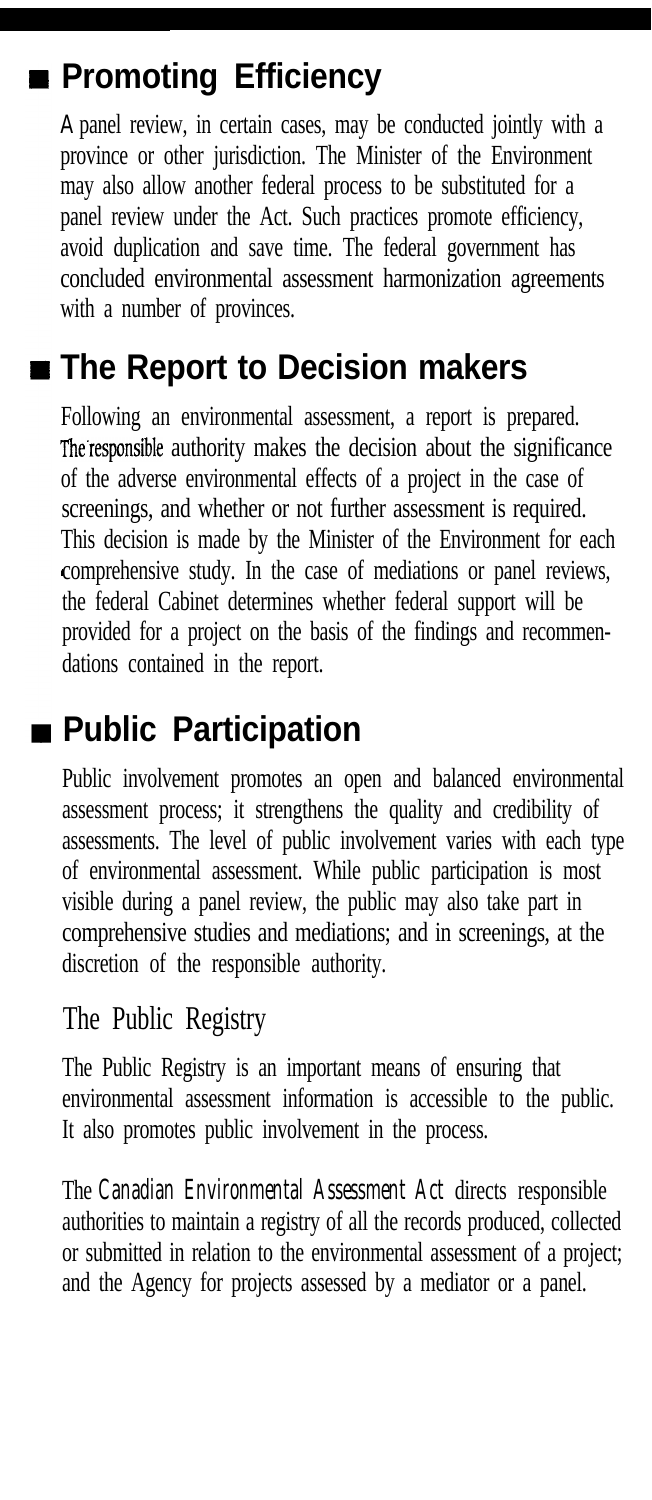## Promoting Efficiency

A panel review, in certain cases, may be conducted jointly with a province or other jurisdiction. The Minister of the Environment may also allow another federal process to be substituted for a panel review under the Act. Such practices promote efficiency, avoid duplication and save time. The federal government has concluded environmental assessment harmonization agreements with a number of provinces.

## The Report to Decision makers

Following an environmental assessment, a report is prepared. The responsible authority makes the decision about the significance of the adverse environmental effects of a project in the case of screenings, and whether or not further assessment is required. This decision is made by the Minister of the Environment for each comprehensive study. In the case of mediations or panel reviews, the federal Cabinet determines whether federal support will be provided for a project on the basis of the findings and recommendations contained in the report.

## Public Participation

Public involvement promotes an open and balanced environmental assessment process; it strengthens the quality and credibility of assessments. The level of public involvement varies with each type of environmental assessment. While public participation is most visible during a panel review, the public may also take part in comprehensive studies and mediations; and in screenings, at the discretion of the responsible authority.

### The Public Registry

The Public Registry is an important means of ensuring that environmental assessment information is accessible to the public. It also promotes public involvement in the process.

The *Canadian Environmental Assessment Act* directs responsible authorities to maintain a registry of all the records produced, collected or submitted in relation to the environmental assessment of a project; and the Agency for projects assessed by a mediator or a panel.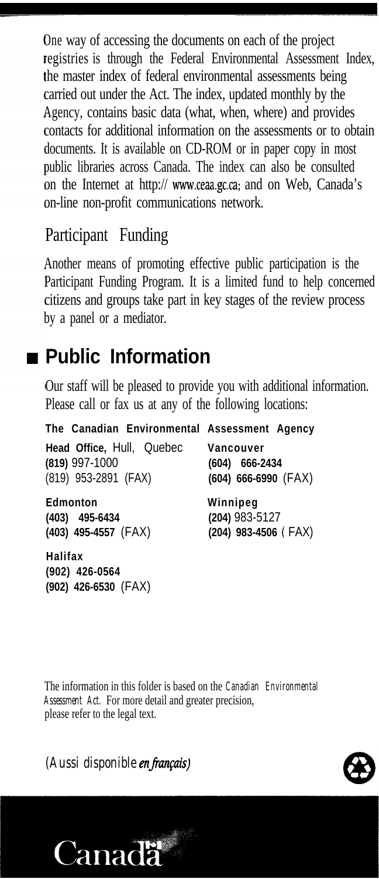One way of accessing the documents on each of the project registries is through the Federal Environmental Assessment Index, the master index of federal environmental assessments being carried out under the Act. The index, updated monthly by the Agency, contains basic data (what, when, where) and provides contacts for additional information on the assessments or to obtain documents. It is available on CD-ROM or in paper copy in most public libraries across Canada. The index can also be consulted on the Internet at http:// www.ceaa.gc.ca; and on Web, Canada's on-line non-profit communications network.

### Participant Funding

Another means of promoting effective public participation is the Participant Funding Program. It is a limited fund to help concerned citizens and groups take part in key stages of the review process by a panel or a mediator.

## Public Information

Our staff will be pleased to provide you with additional information. Please call or fax us at any of the following locations:

**The Canadian Environmental Assessment Agency**

**Head Office,** Hull, Quebec
**(819)** 997-1000
(819) 953-2891 (FAX)

**Vancouver**
**(604) 666-2434**
**(604) 666-6990** (FAX)

**Edmonton**
**(403) 495-6434**
**(403) 495-4557** (FAX)

**Winnipeg**
**(204)** 983-5127
**(204) 983-4506** (FAX)

**Halifax**
**(902) 426-0564**
**(902) 426-6530** (FAX)

The information in this folder is based on the *Canadian Environmental Assessment Act.* For more detail and greater precision, please refer to the legal text.

(Aussi disponible *en français*)

Canada